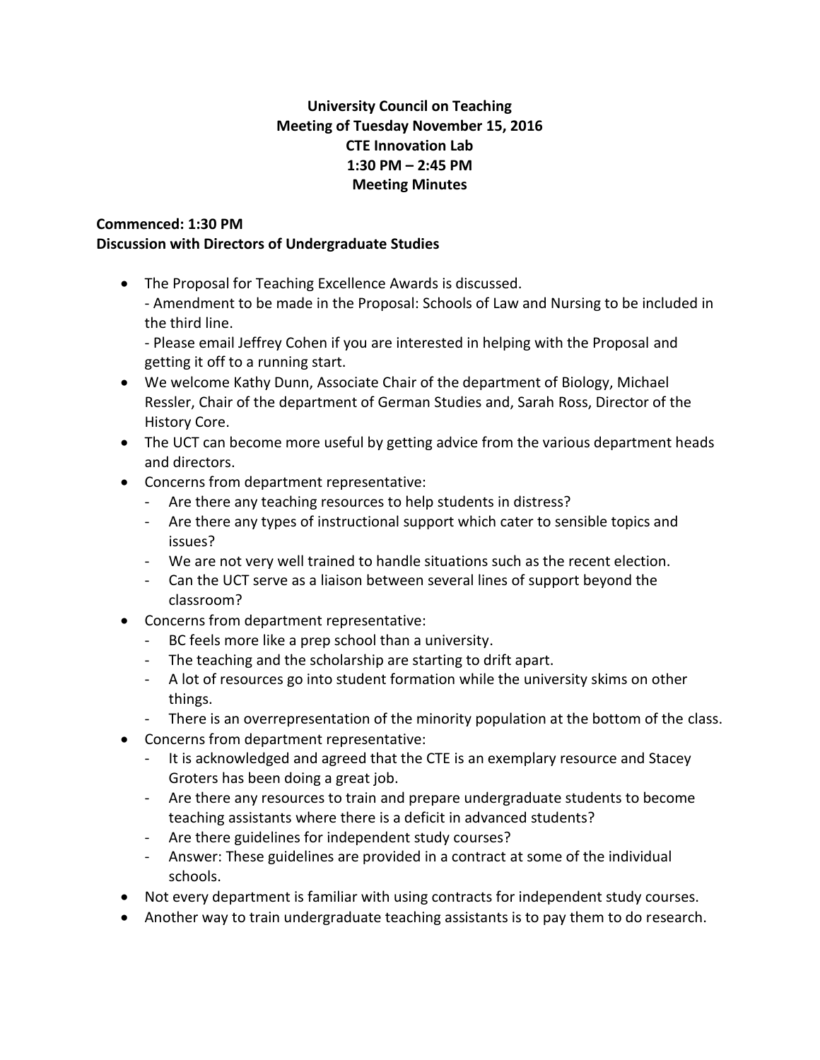**University Council on Teaching**
**Meeting of Tuesday November 15, 2016**
**CTE Innovation Lab**
**1:30 PM – 2:45 PM**
**Meeting Minutes**

**Commenced: 1:30 PM**
**Discussion with Directors of Undergraduate Studies**

- The Proposal for Teaching Excellence Awards is discussed.
  - Amendment to be made in the Proposal: Schools of Law and Nursing to be included in the third line.
  - Please email Jeffrey Cohen if you are interested in helping with the Proposal and getting it off to a running start.
- We welcome Kathy Dunn, Associate Chair of the department of Biology, Michael Ressler, Chair of the department of German Studies and, Sarah Ross, Director of the History Core.
- The UCT can become more useful by getting advice from the various department heads and directors.
- Concerns from department representative:
  - Are there any teaching resources to help students in distress?
  - Are there any types of instructional support which cater to sensible topics and issues?
  - We are not very well trained to handle situations such as the recent election.
  - Can the UCT serve as a liaison between several lines of support beyond the classroom?
- Concerns from department representative:
  - BC feels more like a prep school than a university.
  - The teaching and the scholarship are starting to drift apart.
  - A lot of resources go into student formation while the university skims on other things.
  - There is an overrepresentation of the minority population at the bottom of the class.
- Concerns from department representative:
  - It is acknowledged and agreed that the CTE is an exemplary resource and Stacey Groters has been doing a great job.
  - Are there any resources to train and prepare undergraduate students to become teaching assistants where there is a deficit in advanced students?
  - Are there guidelines for independent study courses?
  - Answer: These guidelines are provided in a contract at some of the individual schools.
- Not every department is familiar with using contracts for independent study courses.
- Another way to train undergraduate teaching assistants is to pay them to do research.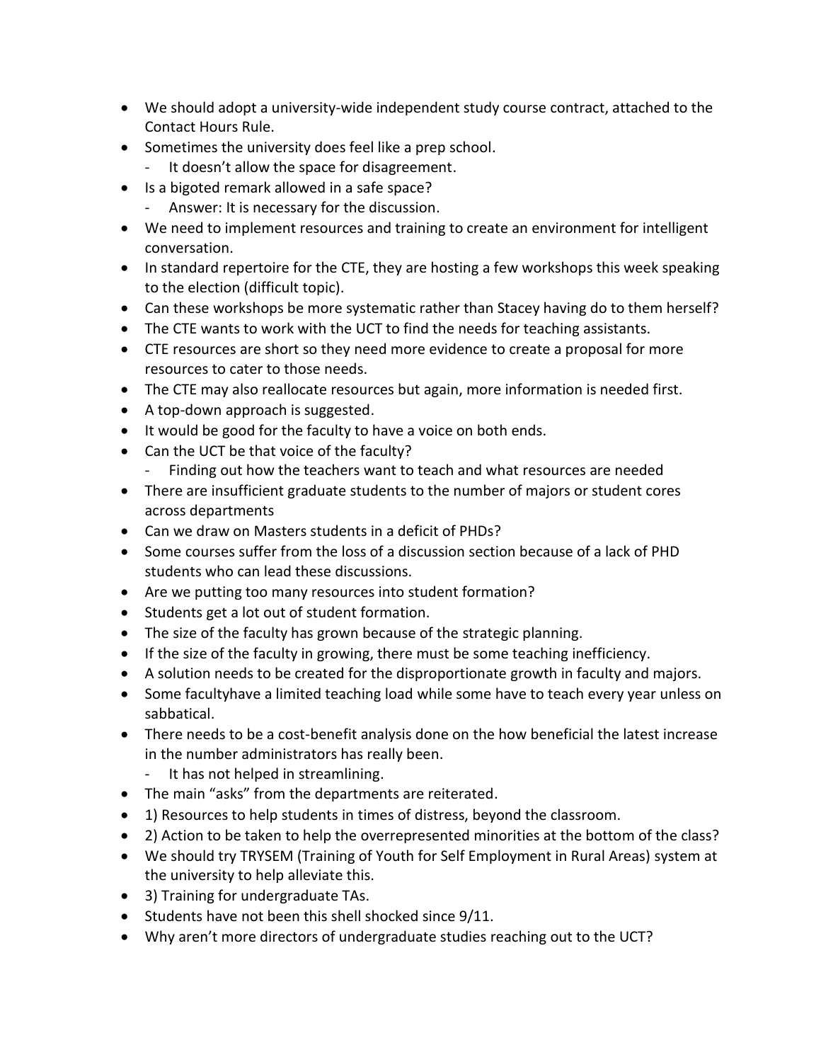- We should adopt a university-wide independent study course contract, attached to the Contact Hours Rule.
- Sometimes the university does feel like a prep school.
  - It doesn't allow the space for disagreement.
- Is a bigoted remark allowed in a safe space?
  - Answer: It is necessary for the discussion.
- We need to implement resources and training to create an environment for intelligent conversation.
- In standard repertoire for the CTE, they are hosting a few workshops this week speaking to the election (difficult topic).
- Can these workshops be more systematic rather than Stacey having do to them herself?
- The CTE wants to work with the UCT to find the needs for teaching assistants.
- CTE resources are short so they need more evidence to create a proposal for more resources to cater to those needs.
- The CTE may also reallocate resources but again, more information is needed first.
- A top-down approach is suggested.
- It would be good for the faculty to have a voice on both ends.
- Can the UCT be that voice of the faculty?
  - Finding out how the teachers want to teach and what resources are needed
- There are insufficient graduate students to the number of majors or student cores across departments
- Can we draw on Masters students in a deficit of PHDs?
- Some courses suffer from the loss of a discussion section because of a lack of PHD students who can lead these discussions.
- Are we putting too many resources into student formation?
- Students get a lot out of student formation.
- The size of the faculty has grown because of the strategic planning.
- If the size of the faculty in growing, there must be some teaching inefficiency.
- A solution needs to be created for the disproportionate growth in faculty and majors.
- Some facultyhave a limited teaching load while some have to teach every year unless on sabbatical.
- There needs to be a cost-benefit analysis done on the how beneficial the latest increase in the number administrators has really been.
  - It has not helped in streamlining.
- The main "asks" from the departments are reiterated.
- 1) Resources to help students in times of distress, beyond the classroom.
- 2) Action to be taken to help the overrepresented minorities at the bottom of the class?
- We should try TRYSEM (Training of Youth for Self Employment in Rural Areas) system at the university to help alleviate this.
- 3) Training for undergraduate TAs.
- Students have not been this shell shocked since 9/11.
- Why aren't more directors of undergraduate studies reaching out to the UCT?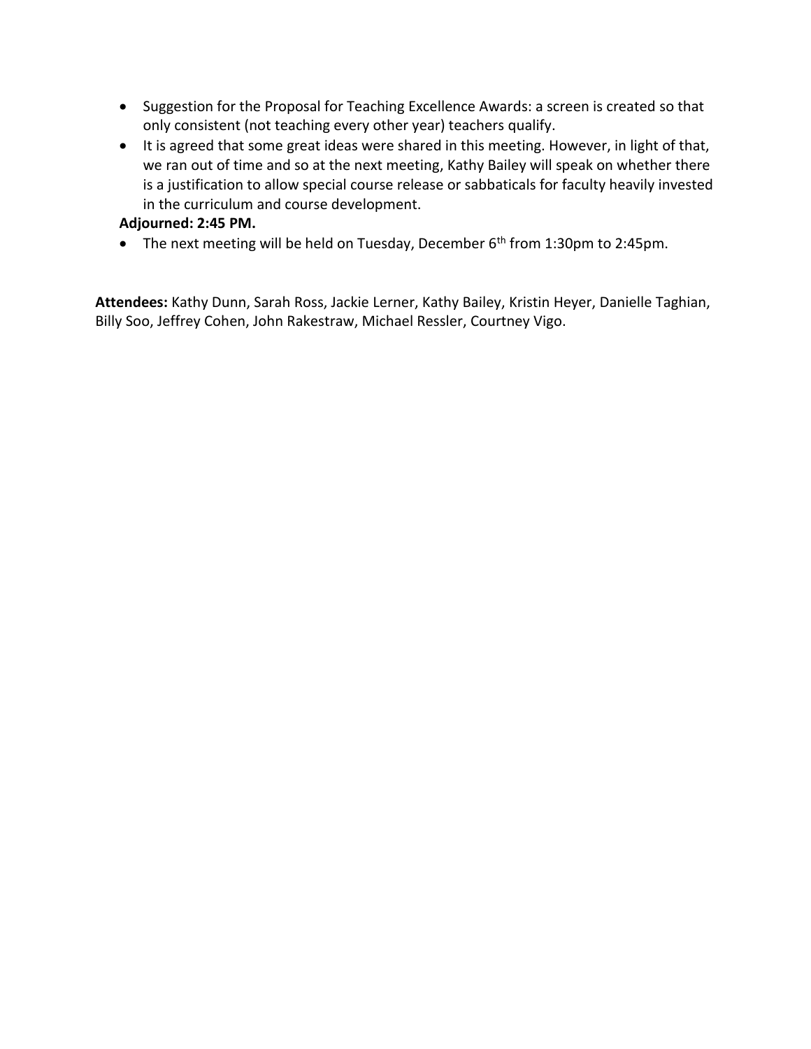- Suggestion for the Proposal for Teaching Excellence Awards: a screen is created so that only consistent (not teaching every other year) teachers qualify.
- It is agreed that some great ideas were shared in this meeting. However, in light of that, we ran out of time and so at the next meeting, Kathy Bailey will speak on whether there is a justification to allow special course release or sabbaticals for faculty heavily invested in the curriculum and course development.

**Adjourned: 2:45 PM.**

- The next meeting will be held on Tuesday, December 6th from 1:30pm to 2:45pm.

**Attendees:** Kathy Dunn, Sarah Ross, Jackie Lerner, Kathy Bailey, Kristin Heyer, Danielle Taghian, Billy Soo, Jeffrey Cohen, John Rakestraw, Michael Ressler, Courtney Vigo.